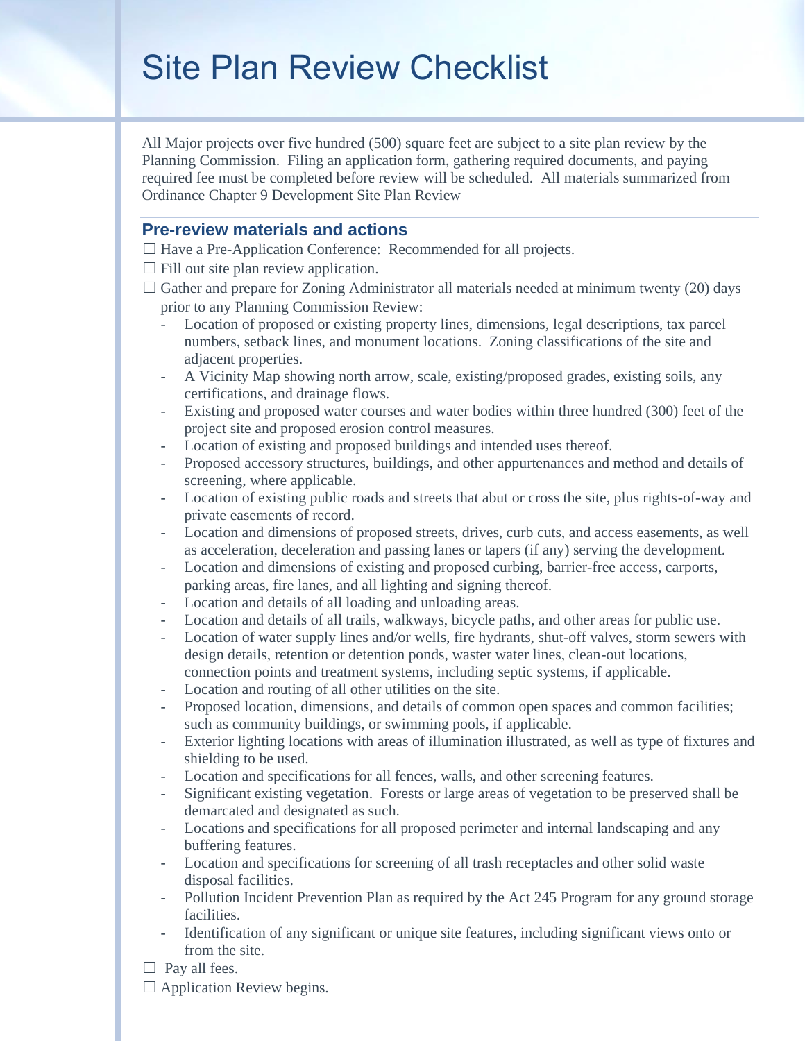# Site Plan Review Checklist

All Major projects over five hundred (500) square feet are subject to a site plan review by the Planning Commission. Filing an application form, gathering required documents, and paying required fee must be completed before review will be scheduled. All materials summarized from Ordinance Chapter 9 Development Site Plan Review

## Pre-review materials and actions

☐ Have a Pre-Application Conference: Recommended for all projects.

☐ Fill out site plan review application.

☐ Gather and prepare for Zoning Administrator all materials needed at minimum twenty (20) days prior to any Planning Commission Review:

- Location of proposed or existing property lines, dimensions, legal descriptions, tax parcel numbers, setback lines, and monument locations. Zoning classifications of the site and adjacent properties.
- A Vicinity Map showing north arrow, scale, existing/proposed grades, existing soils, any certifications, and drainage flows.
- Existing and proposed water courses and water bodies within three hundred (300) feet of the project site and proposed erosion control measures.
- Location of existing and proposed buildings and intended uses thereof.
- Proposed accessory structures, buildings, and other appurtenances and method and details of screening, where applicable.
- Location of existing public roads and streets that abut or cross the site, plus rights-of-way and private easements of record.
- Location and dimensions of proposed streets, drives, curb cuts, and access easements, as well as acceleration, deceleration and passing lanes or tapers (if any) serving the development.
- Location and dimensions of existing and proposed curbing, barrier-free access, carports, parking areas, fire lanes, and all lighting and signing thereof.
- Location and details of all loading and unloading areas.
- Location and details of all trails, walkways, bicycle paths, and other areas for public use.
- Location of water supply lines and/or wells, fire hydrants, shut-off valves, storm sewers with design details, retention or detention ponds, waster water lines, clean-out locations, connection points and treatment systems, including septic systems, if applicable.
- Location and routing of all other utilities on the site.
- Proposed location, dimensions, and details of common open spaces and common facilities; such as community buildings, or swimming pools, if applicable.
- Exterior lighting locations with areas of illumination illustrated, as well as type of fixtures and shielding to be used.
- Location and specifications for all fences, walls, and other screening features.
- Significant existing vegetation. Forests or large areas of vegetation to be preserved shall be demarcated and designated as such.
- Locations and specifications for all proposed perimeter and internal landscaping and any buffering features.
- Location and specifications for screening of all trash receptacles and other solid waste disposal facilities.
- Pollution Incident Prevention Plan as required by the Act 245 Program for any ground storage facilities.
- Identification of any significant or unique site features, including significant views onto or from the site.

☐ Pay all fees.

☐ Application Review begins.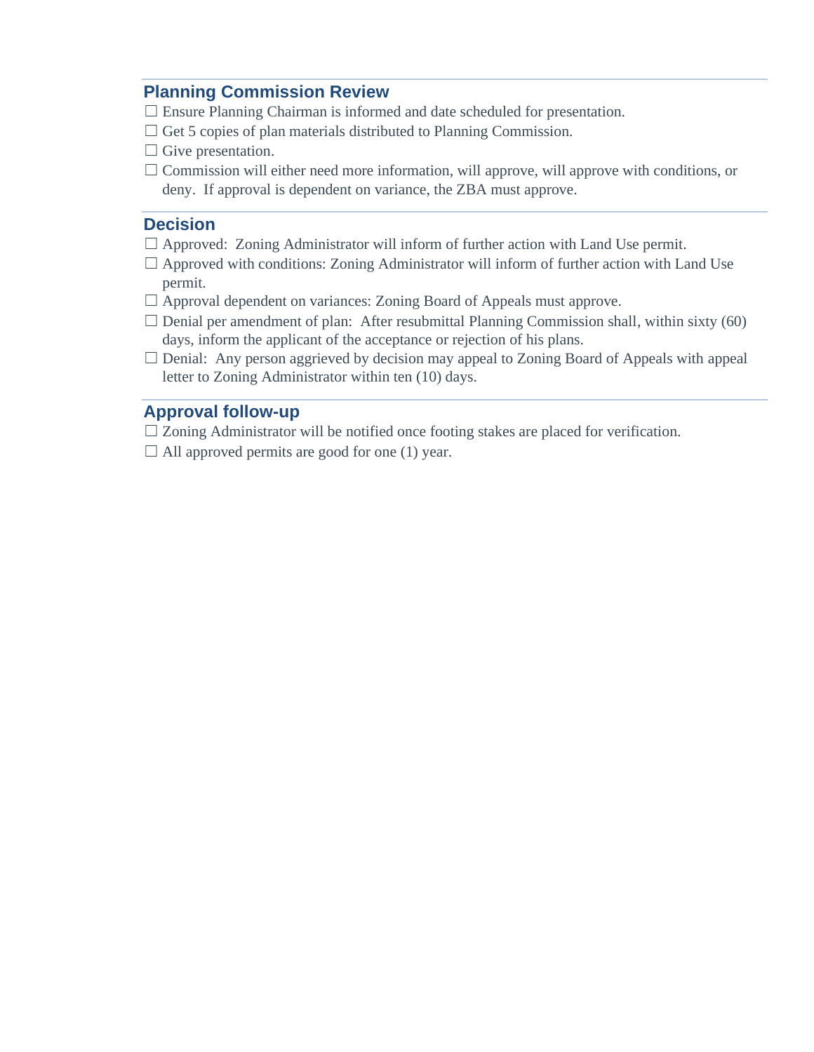## Planning Commission Review

☐ Ensure Planning Chairman is informed and date scheduled for presentation.
☐ Get 5 copies of plan materials distributed to Planning Commission.
☐ Give presentation.
☐ Commission will either need more information, will approve, will approve with conditions, or deny. If approval is dependent on variance, the ZBA must approve.

## Decision

☐ Approved: Zoning Administrator will inform of further action with Land Use permit.
☐ Approved with conditions: Zoning Administrator will inform of further action with Land Use permit.
☐ Approval dependent on variances: Zoning Board of Appeals must approve.
☐ Denial per amendment of plan: After resubmittal Planning Commission shall, within sixty (60) days, inform the applicant of the acceptance or rejection of his plans.
☐ Denial: Any person aggrieved by decision may appeal to Zoning Board of Appeals with appeal letter to Zoning Administrator within ten (10) days.

## Approval follow-up

☐ Zoning Administrator will be notified once footing stakes are placed for verification.
☐ All approved permits are good for one (1) year.